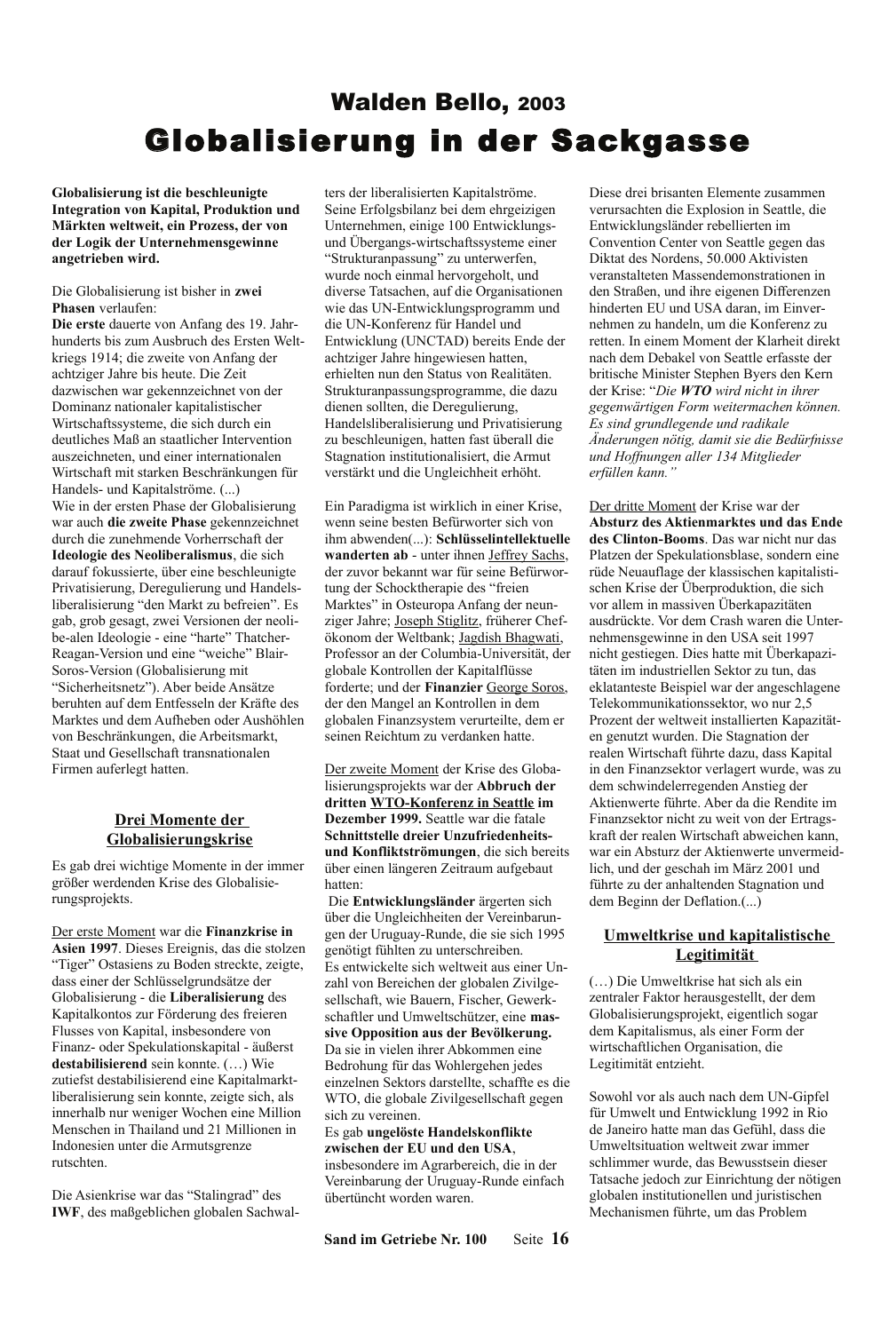# Walden Bello, 2003

# Globalisierung in der Sackgasse

**Globalisierung ist die beschleunigte Integration von Kapital, Produktion und Märkten weltweit, ein Prozess, der von der Logik der Unternehmensgewinne angetrieben wird.**

Die Globalisierung ist bisher in **zwei Phasen** verlaufen:
**Die erste** dauerte von Anfang des 19. Jahrhunderts bis zum Ausbruch des Ersten Weltkriegs 1914; die zweite von Anfang der achtziger Jahre bis heute. Die Zeit dazwischen war gekennzeichnet von der Dominanz nationaler kapitalistischer Wirtschaftssysteme, die sich durch ein deutliches Maß an staatlicher Intervention auszeichneten, und einer internationalen Wirtschaft mit starken Beschränkungen für Handels- und Kapitalströme. (...)
Wie in der ersten Phase der Globalisierung war auch **die zweite Phase** gekennzeichnet durch die zunehmende Vorherrschaft der **Ideologie des Neoliberalismus**, die sich darauf fokussierte, über eine beschleunigte Privatisierung, Deregulierung und Handelsliberalisierung "den Markt zu befreien". Es gab, grob gesagt, zwei Versionen der neolibe-alen Ideologie - eine "harte" Thatcher-Reagan-Version und eine "weiche" Blair-Soros-Version (Globalisierung mit "Sicherheitsnetz"). Aber beide Ansätze beruhten auf dem Entfesseln der Kräfte des Marktes und dem Aufheben oder Aushöhlen von Beschränkungen, die Arbeitsmarkt, Staat und Gesellschaft transnationalen Firmen auferlegt hatten.

## Drei Momente der Globalisierungskrise

Es gab drei wichtige Momente in der immer größer werdenden Krise des Globalisierungsprojekts.

Der erste Moment war die **Finanzkrise in Asien 1997**. Dieses Ereignis, das die stolzen "Tiger" Ostasiens zu Boden streckte, zeigte, dass einer der Schlüsselgrundsätze der Globalisierung - die **Liberalisierung** des Kapitalkontos zur Förderung des freieren Flusses von Kapital, insbesondere von Finanz- oder Spekulationskapital - äußerst **destabilisierend** sein konnte. (…) Wie zutiefst destabilisierend eine Kapitalmarktliberalisierung sein konnte, zeigte sich, als innerhalb nur weniger Wochen eine Million Menschen in Thailand und 21 Millionen in Indonesien unter die Armutsgrenze rutschten.

Die Asienkrise war das "Stalingrad" des **IWF**, des maßgeblichen globalen Sachwalters der liberalisierten Kapitalströme. Seine Erfolgsbilanz bei dem ehrgeizigen Unternehmen, einige 100 Entwicklungs- und Übergangs-wirtschaftssysteme einer "Strukturanpassung" zu unterwerfen, wurde noch einmal hervorgeholt, und diverse Tatsachen, auf die Organisationen wie das UN-Entwicklungsprogramm und die UN-Konferenz für Handel und Entwicklung (UNCTAD) bereits Ende der achtziger Jahre hingewiesen hatten, erhielten nun den Status von Realitäten. Strukturanpassungsprogramme, die dazu dienen sollten, die Deregulierung, Handelsliberalisierung und Privatisierung zu beschleunigen, hatten fast überall die Stagnation institutionalisiert, die Armut verstärkt und die Ungleichheit erhöht.

Ein Paradigma ist wirklich in einer Krise, wenn seine besten Befürworter sich von ihm abwenden(...): **Schlüsselintellektuelle wandern ab** - unter ihnen Jeffrey Sachs, der zuvor bekannt war für seine Befürwortung der Schocktherapie des "freien Marktes" in Osteuropa Anfang der neunziger Jahre; Joseph Stiglitz, früherer Chefökonom der Weltbank; Jagdish Bhagwati, Professor an der Columbia-Universität, der globale Kontrollen der Kapitalflüsse forderte; und der **Finanzier** George Soros, der den Mangel an Kontrollen in dem globalen Finanzsystem verurteilte, dem er seinen Reichtum zu verdanken hatte.

Der zweite Moment der Krise des Globalisierungsprojekts war der **Abbruch der dritten WTO-Konferenz in Seattle im Dezember 1999.** Seattle war die fatale **Schnittstelle dreier Unzufriedenheits- und Konfliktströmungen**, die sich bereits über einen längeren Zeitraum aufgebaut hatten:
Die **Entwicklungsländer** ärgerten sich über die Ungleichheiten der Vereinbarungen der Uruguay-Runde, die sie sich 1995 genötigt fühlten zu unterschreiben.
Es entwickelte sich weltweit aus einer Unzahl von Bereichen der globalen Zivilgesellschaft, wie Bauern, Fischer, Gewerkschaftler und Umweltschützer, eine **massive Opposition aus der Bevölkerung.** Da sie in vielen ihrer Abkommen eine Bedrohung für das Wohlergehen jedes einzelnen Sektors darstellte, schaffte es die WTO, die globale Zivilgesellschaft gegen sich zu vereinen.
Es gab **ungelöste Handelskonflikte zwischen der EU und den USA**, insbesondere im Agrarbereich, die in der Vereinbarung der Uruguay-Runde einfach übertüncht worden waren.

Diese drei brisanten Elemente zusammen verursachten die Explosion in Seattle, die Entwicklungsländer rebellierten im Convention Center von Seattle gegen das Diktat des Nordens, 50.000 Aktivisten veranstalteten Massendemonstrationen in den Straßen, und ihre eigenen Differenzen hinderten EU und USA daran, im Einvernehmen zu handeln, um die Konferenz zu retten. In einem Moment der Klarheit direkt nach dem Debakel von Seattle erfasste der britische Minister Stephen Byers den Kern der Krise: "*Die **WTO** wird nicht in ihrer gegenwärtigen Form weitermachen können. Es sind grundlegende und radikale Änderungen nötig, damit sie die Bedürfnisse und Hoffnungen aller 134 Mitglieder erfüllen kann.*"

Der dritte Moment der Krise war der **Absturz des Aktienmarktes und das Ende des Clinton-Booms**. Das war nicht nur das Platzen der Spekulationsblase, sondern eine rüde Neuauflage der klassischen kapitalistischen Krise der Überproduktion, die sich vor allem in massiven Überkapazitäten ausdrückte. Vor dem Crash waren die Unternehmensgewinne in den USA seit 1997 nicht gestiegen. Dies hatte mit Überkapazitäten im industriellen Sektor zu tun, das eklatanteste Beispiel war der angeschlagene Telekommunikationssektor, wo nur 2,5 Prozent der weltweit installierten Kapazitäten genutzt wurden. Die Stagnation der realen Wirtschaft führte dazu, dass Kapital in den Finanzsektor verlagert wurde, was zu dem schwindelerregenden Anstieg der Aktienwerte führte. Aber da die Rendite im Finanzsektor nicht zu weit von der Ertragskraft der realen Wirtschaft abweichen kann, war ein Absturz der Aktienwerte unvermeidlich, und der geschah im März 2001 und führte zu der anhaltenden Stagnation und dem Beginn der Deflation.(...)

## Umweltkrise und kapitalistische Legitimität

(…) Die Umweltkrise hat sich als ein zentraler Faktor herausgestellt, der dem Globalisierungsprojekt, eigentlich sogar dem Kapitalismus, als einer Form der wirtschaftlichen Organisation, die Legitimität entzieht.

Sowohl vor als auch nach dem UN-Gipfel für Umwelt und Entwicklung 1992 in Rio de Janeiro hatte man das Gefühl, dass die Umweltsituation weltweit zwar immer schlimmer wurde, das Bewusstsein dieser Tatsache jedoch zur Einrichtung der nötigen globalen institutionellen und juristischen Mechanismen führte, um das Problem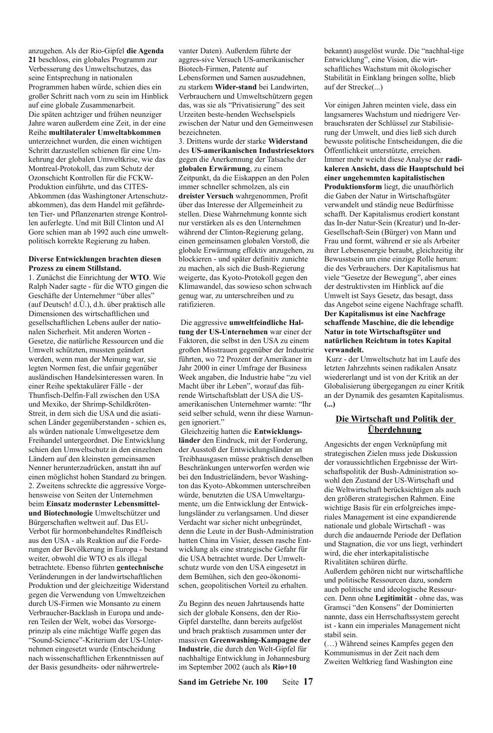anzugehen. Als der Rio-Gipfel **die Agenda 21** beschloss, ein globales Programm zur Verbesserung des Umweltschutzes, das seine Entsprechung in nationalen Programmen haben würde, schien dies ein großer Schritt nach vorn zu sein im Hinblick auf eine globale Zusammenarbeit.
Die späten achtziger und frühen neunziger Jahre waren außerdem eine Zeit, in der eine Reihe **multilateraler Umweltabkommen** unterzeichnet wurden, die einen wichtigen Schritt darzustellen schienen für eine Umkehrung der globalen Umweltkrise, wie das Montreal-Protokoll, das zum Schutz der Ozonschicht Kontrollen für die FCKW-Produktion einführte, und das CITES-Abkommen (das Washingtoner Artenschutzabkommen), das dem Handel mit gefährdeten Tier- und Pflanzenarten strenge Kontrollen auferlegte. Und mit Bill Clinton und Al Gore schien man ab 1992 auch eine umweltpolitisch korrekte Regierung zu haben.

**Diverse Entwicklungen brachten diesen Prozess zu einem Stillstand.**

1. Zunächst die Einrichtung der **WTO**. Wie Ralph Nader sagte - für die WTO gingen die Geschäfte der Unternehmer "über alles" (auf Deutsch! d.Ü.), d.h. über praktisch alle Dimensionen des wirtschaftlichen und gesellschaftlichen Lebens außer der nationalen Sicherheit. Mit anderen Worten - Gesetze, die natürliche Ressourcen und die Umwelt schützten, mussten geändert werden, wenn man der Meinung war, sie legten Normen fest, die unfair gegenüber ausländischen Handelsinteressen waren. In einer Reihe spektakulärer Fälle - der Thunfisch-Delfin-Fall zwischen den USA und Mexiko, der Shrimp-Schildkröten-Streit, in dem sich die USA und die asiatischen Länder gegenüberstanden - schien es, als würden nationale Umweltgesetze dem Freihandel untergeordnet. Die Entwicklung schien den Umweltschutz in den einzelnen Ländern auf den kleinsten gemeinsamen Nenner herunterzudrücken, anstatt ihn auf einen möglichst hohen Standard zu bringen.
2. Zweitens schreckte die aggressive Vorgehensweise von Seiten der Unternehmen beim **Einsatz modernster Lebensmittel- und Biotechnologie** Umweltschützer und Bürgerschaften weltweit auf. Das EU-Verbot für hormonbehandeltes Rindfleisch aus den USA - als Reaktion auf die Forderungen der Bevölkerung in Europa - bestand weiter, obwohl die WTO es als illegal betrachtete. Ebenso führten **gentechnische** Veränderungen in der landwirtschaftlichen Produktion und der gleichzeitige Widerstand gegen die Verwendung von Umweltzeichen durch US-Firmen wie Monsanto zu einem Verbraucher-Backlash in Europa und anderen Teilen der Welt, wobei das Vorsorgeprinzip als eine mächtige Waffe gegen das "Sound-Science"-Kriterium der US-Unternehmen eingesetzt wurde (Entscheidung nach wissenschaftlichen Erkenntnissen auf der Basis gesundheits- oder nährwertrelevanter Daten). Außerdem führte der aggres-sive Versuch US-amerikanischer Biotech-Firmen, Patente auf Lebensformen und Samen auszudehnen, zu starkem **Wider-stand** bei Landwirten, Verbrauchern und Umweltschützern gegen das, was sie als "Privatisierung" des seit Urzeiten beste-henden Wechselspiels zwischen der Natur und den Gemeinwesen bezeichneten.
3. Drittens wurde der starke **Widerstand** des **US-amerikanischen Industriesektors** gegen die Anerkennung der Tatsache der **globalen Erwärmung**, zu einem Zeitpunkt, da die Eiskappen an den Polen immer schneller schmolzen, als ein **dreister Versuch** wahrgenommen, Profit über das Interesse der Allgemeinheit zu stellen. Diese Wahrnehmung konnte sich nur verstärken als es den Unternehmen während der Clinton-Regierung gelang, einen gemeinsamen globalen Vorstoß, die globale Erwärmung effektiv anzugehen, zu blockieren - und später definitiv zunichte zu machen, als sich die Bush-Regierung weigerte, das Kyoto-Protokoll gegen den Klimawandel, das sowieso schon schwach genug war, zu unterschreiben und zu ratifizieren.

Die aggressive **umweltfeindliche Haltung der US-Unternehmen** war einer der Faktoren, die selbst in den USA zu einem großen Misstrauen gegenüber der Industrie führten, wo 72 Prozent der Amerikaner im Jahr 2000 in einer Umfrage der Business Week angaben, die Industrie habe "zu viel Macht über ihr Leben", worauf das führende Wirtschaftsblatt der USA die US-amerikanischen Unternehmer warnte: "Ihr seid selber schuld, wenn ihr diese Warnungen ignoriert."
Gleichzeitig hatten die **Entwicklungsländer** den Eindruck, mit der Forderung, der Ausstoß der Entwicklungsländer an Treibhausgasen müsse praktisch denselben Beschränkungen unterworfen werden wie bei den Industrieländern, bevor Washington das Kyoto-Abkommen unterschreiben würde, benutzten die USA Umweltargumente, um die Entwicklung der Entwicklungsländer zu verlangsamen. Und dieser Verdacht war sicher nicht unbegründet, denn die Leute in der Bush-Administration hatten China im Visier, dessen rasche Entwicklung als eine strategische Gefahr für die USA betrachtet wurde. Der Umweltschutz wurde von den USA eingesetzt in dem Bemühen, sich den geo-ökonomischen, geopolitischen Vorteil zu erhalten.

Zu Beginn des neuen Jahrtausends hatte sich der globale Konsens, den der Rio-Gipfel darstellte, dann bereits aufgelöst und brach praktisch zusammen unter der massiven **Greenwashing-Kampagne der Industrie**, die durch den Welt-Gipfel für nachhaltige Entwicklung in Johannesburg im September 2002 (auch als **Rio+10** bekannt) ausgelöst wurde. Die "nachhal-tige Entwicklung", eine Vision, die wirtschaftliches Wachstum mit ökologischer Stabilität in Einklang bringen sollte, blieb auf der Strecke(...)

Vor einigen Jahren meinten viele, dass ein langsameres Wachstum und niedrigere Verbrauchsraten der Schlüssel zur Stabilisierung der Umwelt, und dies ließ sich durch bewusste politische Entscheidungen, die die Öffentlichkeit unterstützte, erreichen. Immer mehr weicht diese Analyse der **radikaleren Ansicht, dass die Hauptschuld bei einer ungehemmten kapitalistischen Produktionsform** liegt, die unaufhörlich die Gaben der Natur in Wirtschaftsgüter verwandelt und ständig neue Bedürfnisse schafft. Der Kapitalismus erodiert konstant das In-der Natur-Sein (Kreatur) und In-der-Gesellschaft-Sein (Bürger) von Mann und Frau und formt, während er sie als Arbeiter ihrer Lebensenergie beraubt, gleichzeitig ihr Bewusstsein um eine einzige Rolle herum: die des Verbrauchers. Der Kapitalismus hat viele "Gesetze der Bewegung", aber eines der destruktivsten im Hinblick auf die Umwelt ist Says Gesetz, das besagt, dass das Angebot seine eigene Nachfrage schafft. **Der Kapitalismus ist eine Nachfrage schaffende Maschine, die die lebendige Natur in tote Wirtschaftsgüter und natürlichen Reichtum in totes Kapital verwandelt.**
Kurz - der Umweltschutz hat im Laufe des letzten Jahrzehnts seinen radikalen Ansatz wiedererlangt und ist von der Kritik an der Globalisierung übergegangen zu einer Kritik an der Dynamik des gesamten Kapitalismus. **(...)**

## Die Wirtschaft und Politik der Überdehnung

Angesichts der engen Verknüpfung mit strategischen Zielen muss jede Diskussion der voraussichtlichen Ergebnisse der Wirtschaftspolitik der Bush-Administration sowohl den Zustand der US-Wirtschaft und die Weltwirtschaft berücksichtigen als auch den größeren strategischen Rahmen. Eine wichtige Basis für ein erfolgreiches imperiales Management ist eine expandierende nationale und globale Wirtschaft - was durch die andauernde Periode der Deflation und Stagnation, die vor uns liegt, verhindert wird, die eher interkapitalistische Rivalitäten schüren dürfte.
Außerdem gehören nicht nur wirtschaftliche und politische Ressourcen dazu, sondern auch politische und ideologische Ressourcen. Denn ohne **Legitimität** - ohne das, was Gramsci "den Konsens" der Dominierten nannte, dass ein Herrschaftssystem gerecht ist - kann ein imperiales Management nicht stabil sein.
(…) Während seines Kampfes gegen den Kommunismus in der Zeit nach dem Zweiten Weltkrieg fand Washington eine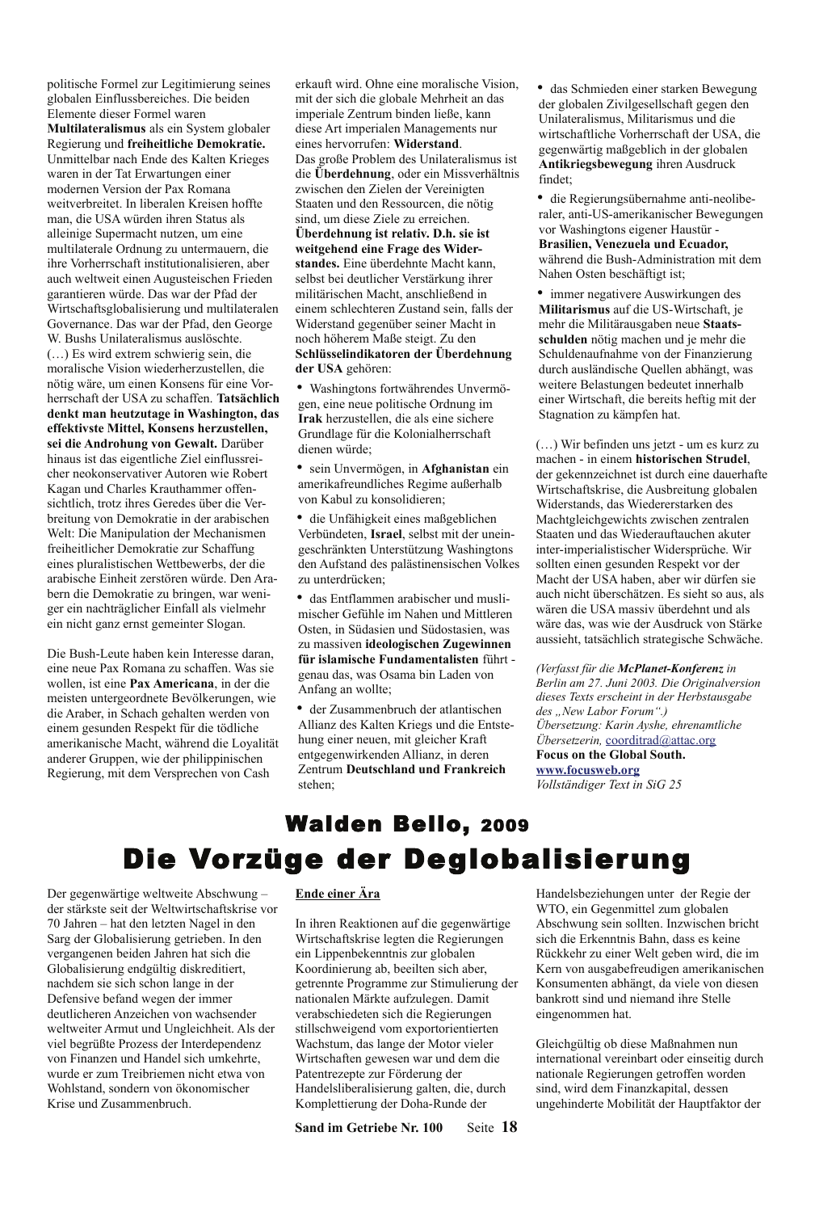politische Formel zur Legitimierung seines globalen Einflussbereiches. Die beiden Elemente dieser Formel waren **Multilateralismus** als ein System globaler Regierung und **freiheitliche Demokratie.** Unmittelbar nach Ende des Kalten Krieges waren in der Tat Erwartungen einer modernen Version der Pax Romana weitverbreitet. In liberalen Kreisen hoffte man, die USA würden ihren Status als alleinige Supermacht nutzen, um eine multilaterale Ordnung zu untermauern, die ihre Vorherrschaft institutionalisieren, aber auch weltweit einen Augusteischen Frieden garantieren würde. Das war der Pfad der Wirtschaftsglobalisierung und multilateralen Governance. Das war der Pfad, den George W. Bushs Unilateralismus auslöschte.

(…) Es wird extrem schwierig sein, die moralische Vision wiederherzustellen, die nötig wäre, um einen Konsens für eine Vorherrschaft der USA zu schaffen. **Tatsächlich denkt man heutzutage in Washington, das effektivste Mittel, Konsens herzustellen, sei die Androhung von Gewalt.** Darüber hinaus ist das eigentliche Ziel einflussreicher neokonservativer Autoren wie Robert Kagan und Charles Krauthammer offensichtlich, trotz ihres Geredes über die Verbreitung von Demokratie in der arabischen Welt: Die Manipulation der Mechanismen freiheitlicher Demokratie zur Schaffung eines pluralistischen Wettbewerbs, der die arabische Einheit zerstören würde. Den Arabern die Demokratie zu bringen, war weniger ein nachträglicher Einfall als vielmehr ein nicht ganz ernst gemeinter Slogan.

Die Bush-Leute haben kein Interesse daran, eine neue Pax Romana zu schaffen. Was sie wollen, ist eine **Pax Americana**, in der die meisten untergeordnete Bevölkerungen, wie die Araber, in Schach gehalten werden von einem gesunden Respekt für die tödliche amerikanische Macht, während die Loyalität anderer Gruppen, wie der philippinischen Regierung, mit dem Versprechen von Cash erkauft wird. Ohne eine moralische Vision, mit der sich die globale Mehrheit an das imperiale Zentrum binden ließe, kann diese Art imperialen Managements nur eines hervorrufen: **Widerstand**.

Das große Problem des Unilateralismus ist die **Überdehnung**, oder ein Missverhältnis zwischen den Zielen der Vereinigten Staaten und den Ressourcen, die nötig sind, um diese Ziele zu erreichen. **Überdehnung ist relativ. D.h. sie ist weitgehend eine Frage des Widerstandes.** Eine überdehnte Macht kann, selbst bei deutlicher Verstärkung ihrer militärischen Macht, anschließend in einem schlechteren Zustand sein, falls der Widerstand gegenüber seiner Macht in noch höherem Maße steigt. Zu den **Schlüsselindikatoren der Überdehnung der USA** gehören:

- Washingtons fortwährendes Unvermögen, eine neue politische Ordnung im **Irak** herzustellen, die als eine sichere Grundlage für die Kolonialherrschaft dienen würde;
- sein Unvermögen, in **Afghanistan** ein amerikafreundliches Regime außerhalb von Kabul zu konsolidieren;
- die Unfähigkeit eines maßgeblichen Verbündeten, **Israel**, selbst mit der uneingeschränkten Unterstützung Washingtons den Aufstand des palästinensischen Volkes zu unterdrücken;
- das Entflammen arabischer und muslimischer Gefühle im Nahen und Mittleren Osten, in Südasien und Südostasien, was zu massiven **ideologischen Zugewinnen für islamische Fundamentalisten** führt - genau das, was Osama bin Laden von Anfang an wollte;
- der Zusammenbruch der atlantischen Allianz des Kalten Kriegs und die Entstehung einer neuen, mit gleicher Kraft entgegenwirkenden Allianz, in deren Zentrum **Deutschland und Frankreich** stehen;
- das Schmieden einer starken Bewegung der globalen Zivilgesellschaft gegen den Unilateralismus, Militarismus und die wirtschaftliche Vorherrschaft der USA, die gegenwärtig maßgeblich in der globalen **Antikriegsbewegung** ihren Ausdruck findet;
- die Regierungsübernahme anti-neoliberaler, anti-US-amerikanischer Bewegungen vor Washingtons eigener Haustür - **Brasilien, Venezuela und Ecuador,** während die Bush-Administration mit dem Nahen Osten beschäftigt ist;
- immer negativere Auswirkungen des **Militarismus** auf die US-Wirtschaft, je mehr die Militärausgaben neue **Staatsschulden** nötig machen und je mehr die Schuldenaufnahme von der Finanzierung durch ausländische Quellen abhängt, was weitere Belastungen bedeutet innerhalb einer Wirtschaft, die bereits heftig mit der Stagnation zu kämpfen hat.

(…) Wir befinden uns jetzt - um es kurz zu machen - in einem **historischen Strudel**, der gekennzeichnet ist durch eine dauerhafte Wirtschaftskrise, die Ausbreitung globalen Widerstands, das Wiedererstarken des Machtgleichgewichts zwischen zentralen Staaten und das Wiederauftauchen akuter inter-imperialistischer Widersprüche. Wir sollten einen gesunden Respekt vor der Macht der USA haben, aber wir dürfen sie auch nicht überschätzen. Es sieht so aus, als wären die USA massiv überdehnt und als wäre das, was wie der Ausdruck von Stärke aussieht, tatsächlich strategische Schwäche.

*(Verfasst für die **McPlanet-Konferenz** in Berlin am 27. Juni 2003. Die Originalversion dieses Texts erscheint in der Herbstausgabe des „New Labor Forum".)*
*Übersetzung: Karin Ayshe, ehrenamtliche Übersetzerin,* coorditrad@attac.org
**Focus on the Global South.**
**www.focusweb.org**
*Vollständiger Text in SiG 25*

## Walden Bello, 2009

# Die Vorzüge der Deglobalisierung

Der gegenwärtige weltweite Abschwung – der stärkste seit der Weltwirtschaftskrise vor 70 Jahren – hat den letzten Nagel in den Sarg der Globalisierung getrieben. In den vergangenen beiden Jahren hat sich die Globalisierung endgültig diskreditiert, nachdem sie sich schon lange in der Defensive befand wegen der immer deutlicheren Anzeichen von wachsender weltweiter Armut und Ungleichheit. Als der viel begrüßte Prozess der Interdependenz von Finanzen und Handel sich umkehrte, wurde er zum Treibriemen nicht etwa von Wohlstand, sondern von ökonomischer Krise und Zusammenbruch.

### Ende einer Ära

In ihren Reaktionen auf die gegenwärtige Wirtschaftskrise legten die Regierungen ein Lippenbekenntnis zur globalen Koordinierung ab, beeilten sich aber, getrennte Programme zur Stimulierung der nationalen Märkte aufzulegen. Damit verabschiedeten sich die Regierungen stillschweigend vom exportorientierten Wachstum, das lange der Motor vieler Wirtschaften gewesen war und dem die Patentrezepte zur Förderung der Handelsliberalisierung galten, die, durch Komplettierung der Doha-Runde der Handelsbeziehungen unter der Regie der WTO, ein Gegenmittel zum globalen Abschwung sein sollten. Inzwischen bricht sich die Erkenntnis Bahn, dass es keine Rückkehr zu einer Welt geben wird, die im Kern von ausgabefreudigen amerikanischen Konsumenten abhängt, da viele von diesen bankrott sind und niemand ihre Stelle eingenommen hat.

Gleichgültig ob diese Maßnahmen nun international vereinbart oder einseitig durch nationale Regierungen getroffen worden sind, wird dem Finanzkapital, dessen ungehinderte Mobilität der Hauptfaktor der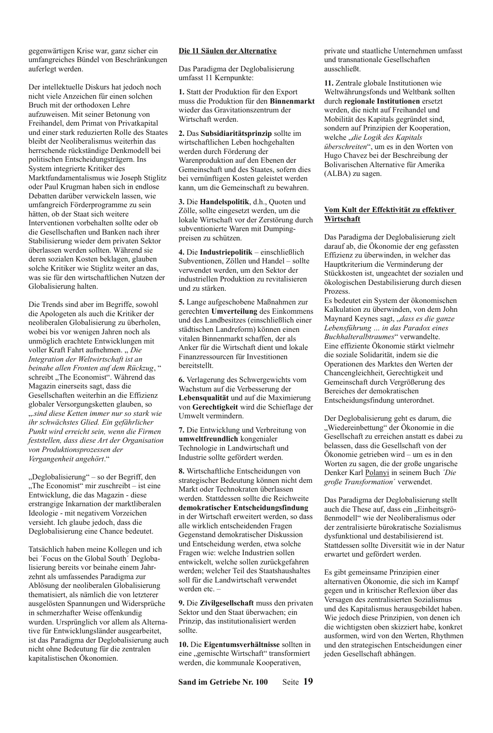gegenwärtigen Krise war, ganz sicher ein umfangreiches Bündel von Beschränkungen auferlegt werden.

Der intellektuelle Diskurs hat jedoch noch nicht viele Anzeichen für einen solchen Bruch mit der orthodoxen Lehre aufzuweisen. Mit seiner Betonung von Freihandel, dem Primat von Privatkapital und einer stark reduzierten Rolle des Staates bleibt der Neoliberalismus weiterhin das herrschende rückständige Denkmodell bei politischen Entscheidungsträgern. Ins System integrierte Kritiker des Marktfundamentalismus wie Joseph Stiglitz oder Paul Krugman haben sich in endlose Debatten darüber verwickeln lassen, wie umfangreich Förderprogramme zu sein hätten, ob der Staat sich weitere Interventionen vorbehalten sollte oder ob die Gesellschaften und Banken nach ihrer Stabilisierung wieder dem privaten Sektor überlassen werden sollten. Während sie deren sozialen Kosten beklagen, glauben solche Kritiker wie Stiglitz weiter an das, was sie für den wirtschaftlichen Nutzen der Globalisierung halten.

Die Trends sind aber im Begriffe, sowohl die Apologeten als auch die Kritiker der neoliberalen Globalisierung zu überholen, wobei bis vor wenigen Jahren noch als unmöglich erachtete Entwicklungen mit voller Kraft Fahrt aufnehmen. „ *Die Integration der Weltwirtschaft ist an beinahe allen Fronten auf dem Rückzug*, " schreibt „The Economist". Während das Magazin einerseits sagt, dass die Gesellschaften weiterhin an die Effizienz globaler Versorgungsketten glauben, so „*.sind diese Ketten immer nur so stark wie ihr schwächstes Glied. Ein gefährlicher Punkt wird erreicht sein, wenn die Firmen feststellen, dass diese Art der Organisation von Produktionsprozessen der Vergangenheit angehört*."

„Deglobalisierung" – so der Begriff, den „The Economist" mir zuschreibt – ist eine Entwicklung, die das Magazin - diese erstrangige Inkarnation der marktliberalen Ideologie - mit negativem Vorzeichen versieht. Ich glaube jedoch, dass die Deglobalisierung eine Chance bedeutet.

Tatsächlich haben meine Kollegen und ich bei ´Focus on the Global South´ Deglobalisierung bereits vor beinahe einem Jahrzehnt als umfassendes Paradigma zur Ablösung der neoliberalen Globalisierung thematisiert, als nämlich die von letzterer ausgelösten Spannungen und Widersprüche in schmerzhafter Weise offenkundig wurden. Ursprünglich vor allem als Alternative für Entwicklungsländer ausgearbeitet, ist das Paradigma der Deglobalisierung auch nicht ohne Bedeutung für die zentralen kapitalistischen Ökonomien.

## Die 11 Säulen der Alternative

Das Paradigma der Deglobalisierung umfasst 11 Kernpunkte:

**1.** Statt der Produktion für den Export muss die Produktion für den **Binnenmarkt** wieder das Gravitationszentrum der Wirtschaft werden.

**2.** Das **Subsidiaritätsprinzip** sollte im wirtschaftlichen Leben hochgehalten werden durch Förderung der Warenproduktion auf den Ebenen der Gemeinschaft und des Staates, sofern dies bei vernünftigen Kosten geleistet werden kann, um die Gemeinschaft zu bewahren.

**3.** Die **Handelspolitik**, d.h., Quoten und Zölle, sollte eingesetzt werden, um die lokale Wirtschaft vor der Zerstörung durch subventionierte Waren mit Dumpingpreisen zu schützen.

**4.** Die **Industriepolitik** – einschließlich Subventionen, Zöllen und Handel – sollte verwendet werden, um den Sektor der industriellen Produktion zu revitalisieren und zu stärken.

**5.** Lange aufgeschobene Maßnahmen zur gerechten **Umverteilung** des Einkommens und des Landbesitzes (einschließlich einer städtischen Landreform) können einen vitalen Binnenmarkt schaffen, der als Anker für die Wirtschaft dient und lokale Finanzressourcen für Investitionen bereitstellt.

**6.** Verlagerung des Schwergewichts vom Wachstum auf die Verbesserung der **Lebensqualität** und auf die Maximierung von **Gerechtigkeit** wird die Schieflage der Umwelt vermindern.

**7.** Die Entwicklung und Verbreitung von **umweltfreundlich** kongenialer Technologie in Landwirtschaft und Industrie sollte gefördert werden.

**8.** Wirtschaftliche Entscheidungen von strategischer Bedeutung können nicht dem Markt oder Technokraten überlassen werden. Stattdessen sollte die Reichweite **demokratischer Entscheidungsfindung** in der Wirtschaft erweitert werden, so dass alle wirklich entscheidenden Fragen Gegenstand demokratischer Diskussion und Entscheidung werden, etwa solche Fragen wie: welche Industrien sollen entwickelt, welche sollen zurückgefahren werden; welcher Teil des Staatshaushaltes soll für die Landwirtschaft verwendet werden etc. –

**9.** Die **Zivilgesellschaft** muss den privaten Sektor und den Staat überwachen; ein Prinzip, das institutionalisiert werden sollte.

**10.** Die **Eigentumsverhältnisse** sollten in eine „gemischte Wirtschaft" transformiert werden, die kommunale Kooperativen, private und staatliche Unternehmen umfasst und transnationale Gesellschaften ausschließt.

**11.** Zentrale globale Institutionen wie Weltwährungsfonds und Weltbank sollten durch **regionale Institutionen** ersetzt werden, die nicht auf Freihandel und Mobilität des Kapitals gegründet sind, sondern auf Prinzipien der Kooperation, welche „*die Logik des Kapitals überschreiten*", um es in den Worten von Hugo Chavez bei der Beschreibung der Bolivarischen Alternative für Amerika (ALBA) zu sagen.

## Vom Kult der Effektivität zu effektiver Wirtschaft

Das Paradigma der Deglobalisierung zielt darauf ab, die Ökonomie der eng gefassten Effizienz zu überwinden, in welcher das Hauptkriterium die Verminderung der Stückkosten ist, ungeachtet der sozialen und ökologischen Destabilisierung durch diesen Prozess.
Es bedeutet ein System der ökonomischen Kalkulation zu überwinden, von dem John Maynard Keynes sagt, „*dass es die ganze Lebensführung … in das Paradox eines Buchhalteralbtraumes*" verwandelte.
Eine effiziente Ökonomie stärkt vielmehr die soziale Solidarität, indem sie die Operationen des Marktes den Werten der Chancengleichheit, Gerechtigkeit und Gemeinschaft durch Vergrößerung des Bereiches der demokratischen Entscheidungsfindung unterordnet.

Der Deglobalisierung geht es darum, die „Wiedereinbettung" der Ökonomie in die Gesellschaft zu erreichen anstatt es dabei zu belassen, dass die Gesellschaft von der Ökonomie getrieben wird – um es in den Worten zu sagen, die der große ungarische Denker Karl Polanyi in seinem Buch *´Die große Transformation´* verwendet.

Das Paradigma der Deglobalisierung stellt auch die These auf, dass ein „Einheitsgrößenmodell" wie der Neoliberalismus oder der zentralisierte bürokratische Sozialismus dysfunktional und destabilisierend ist. Stattdessen sollte Diversität wie in der Natur erwartet und gefördert werden.

Es gibt gemeinsame Prinzipien einer alternativen Ökonomie, die sich im Kampf gegen und in kritischer Reflexion über das Versagen des zentralisierten Sozialismus und des Kapitalismus herausgebildet haben. Wie jedoch diese Prinzipien, von denen ich die wichtigsten oben skizziert habe, konkret ausformen, wird von den Werten, Rhythmen und den strategischen Entscheidungen einer jeden Gesellschaft abhängen.